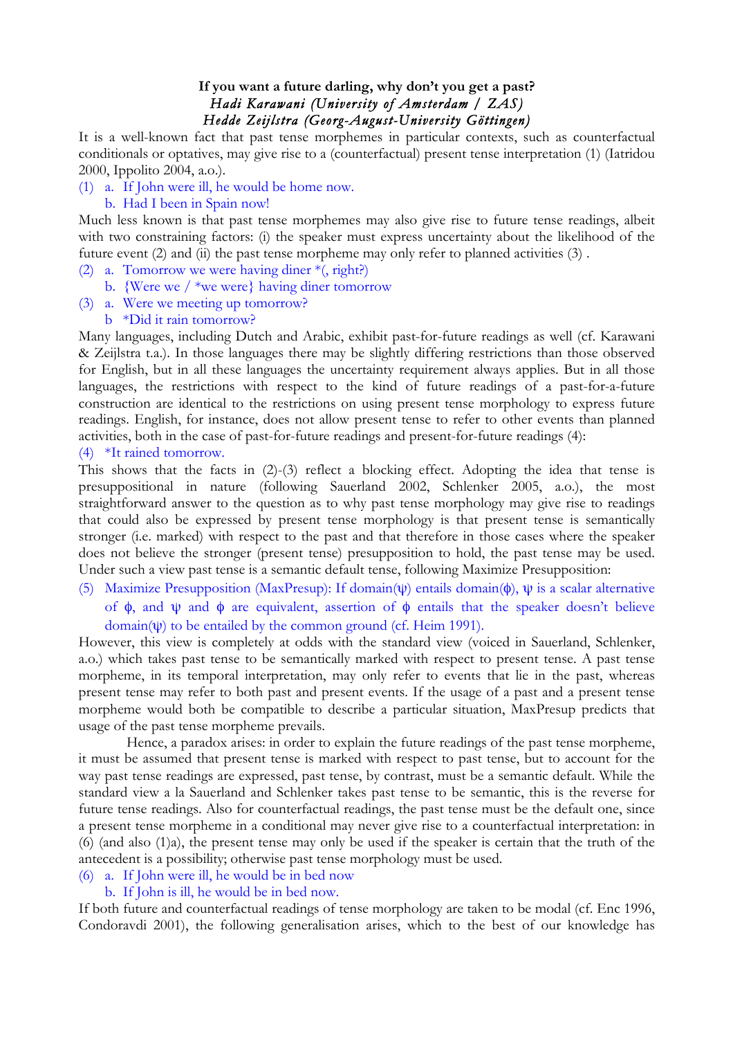**If you want a future darling, why don't you get a past?**
*Hadi Karawani (University of Amsterdam / ZAS)*
*Hedde Zeijlstra (Georg-August-University Göttingen)*

It is a well-known fact that past tense morphemes in particular contexts, such as counterfactual conditionals or optatives, may give rise to a (counterfactual) present tense interpretation (1) (Iatridou 2000, Ippolito 2004, a.o.).

(1) a. If John were ill, he would be home now.
 b. Had I been in Spain now!

Much less known is that past tense morphemes may also give rise to future tense readings, albeit with two constraining factors: (i) the speaker must express uncertainty about the likelihood of the future event (2) and (ii) the past tense morpheme may only refer to planned activities (3) .

(2) a. Tomorrow we were having diner *(, right?)
 b. {Were we / *we were} having diner tomorrow

(3) a. Were we meeting up tomorrow?
 b *Did it rain tomorrow?

Many languages, including Dutch and Arabic, exhibit past-for-future readings as well (cf. Karawani & Zeijlstra t.a.). In those languages there may be slightly differing restrictions than those observed for English, but in all these languages the uncertainty requirement always applies. But in all those languages, the restrictions with respect to the kind of future readings of a past-for-a-future construction are identical to the restrictions on using present tense morphology to express future readings. English, for instance, does not allow present tense to refer to other events than planned activities, both in the case of past-for-future readings and present-for-future readings (4):

(4) *It rained tomorrow.

This shows that the facts in (2)-(3) reflect a blocking effect. Adopting the idea that tense is presuppositional in nature (following Sauerland 2002, Schlenker 2005, a.o.), the most straightforward answer to the question as to why past tense morphology may give rise to readings that could also be expressed by present tense morphology is that present tense is semantically stronger (i.e. marked) with respect to the past and that therefore in those cases where the speaker does not believe the stronger (present tense) presupposition to hold, the past tense may be used. Under such a view past tense is a semantic default tense, following Maximize Presupposition:

(5) Maximize Presupposition (MaxPresup): If domain($\psi$) entails domain($\phi$), $\psi$ is a scalar alternative of $\phi$, and $\psi$ and $\phi$ are equivalent, assertion of $\phi$ entails that the speaker doesn't believe domain($\psi$) to be entailed by the common ground (cf. Heim 1991).

However, this view is completely at odds with the standard view (voiced in Sauerland, Schlenker, a.o.) which takes past tense to be semantically marked with respect to present tense. A past tense morpheme, in its temporal interpretation, may only refer to events that lie in the past, whereas present tense may refer to both past and present events. If the usage of a past and a present tense morpheme would both be compatible to describe a particular situation, MaxPresup predicts that usage of the past tense morpheme prevails.

Hence, a paradox arises: in order to explain the future readings of the past tense morpheme, it must be assumed that present tense is marked with respect to past tense, but to account for the way past tense readings are expressed, past tense, by contrast, must be a semantic default. While the standard view a la Sauerland and Schlenker takes past tense to be semantic, this is the reverse for future tense readings. Also for counterfactual readings, the past tense must be the default one, since a present tense morpheme in a conditional may never give rise to a counterfactual interpretation: in (6) (and also (1)a), the present tense may only be used if the speaker is certain that the truth of the antecedent is a possibility; otherwise past tense morphology must be used.

(6) a. If John were ill, he would be in bed now
 b. If John is ill, he would be in bed now.

If both future and counterfactual readings of tense morphology are taken to be modal (cf. Enc 1996, Condoravdi 2001), the following generalisation arises, which to the best of our knowledge has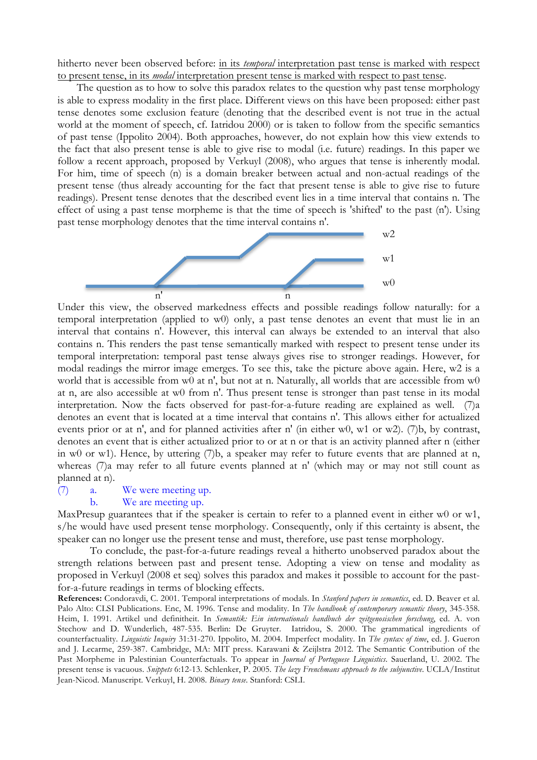hitherto never been observed before: <u>in its *temporal* interpretation past tense is marked with respect to present tense, in its *modal* interpretation present tense is marked with respect to past tense</u>.

The question as to how to solve this paradox relates to the question why past tense morphology is able to express modality in the first place. Different views on this have been proposed: either past tense denotes some exclusion feature (denoting that the described event is not true in the actual world at the moment of speech, cf. Iatridou 2000) or is taken to follow from the specific semantics of past tense (Ippolito 2004). Both approaches, however, do not explain how this view extends to the fact that also present tense is able to give rise to modal (i.e. future) readings. In this paper we follow a recent approach, proposed by Verkuyl (2008), who argues that tense is inherently modal. For him, time of speech (n) is a domain breaker between actual and non-actual readings of the present tense (thus already accounting for the fact that present tense is able to give rise to future readings). Present tense denotes that the described event lies in a time interval that contains n. The effect of using a past tense morpheme is that the time of speech is 'shifted' to the past (n'). Using past tense morphology denotes that the time interval contains n'.

w2
w1
w0
n'
n

Under this view, the observed markedness effects and possible readings follow naturally: for a temporal interpretation (applied to w0) only, a past tense denotes an event that must lie in an interval that contains n'. However, this interval can always be extended to an interval that also contains n. This renders the past tense semantically marked with respect to present tense under its temporal interpretation: temporal past tense always gives rise to stronger readings. However, for modal readings the mirror image emerges. To see this, take the picture above again. Here, w2 is a world that is accessible from w0 at n', but not at n. Naturally, all worlds that are accessible from w0 at n, are also accessible at w0 from n'. Thus present tense is stronger than past tense in its modal interpretation. Now the facts observed for past-for-a-future reading are explained as well. (7)a denotes an event that is located at a time interval that contains n'. This allows either for actualized events prior or at n', and for planned activities after n' (in either w0, w1 or w2). (7)b, by contrast, denotes an event that is either actualized prior to or at n or that is an activity planned after n (either in w0 or w1). Hence, by uttering (7)b, a speaker may refer to future events that are planned at n, whereas (7)a may refer to all future events planned at n' (which may or may not still count as planned at n).

(7) a. We were meeting up.
    b. We are meeting up.

MaxPresup guarantees that if the speaker is certain to refer to a planned event in either w0 or w1, s/he would have used present tense morphology. Consequently, only if this certainty is absent, the speaker can no longer use the present tense and must, therefore, use past tense morphology.

To conclude, the past-for-a-future readings reveal a hitherto unobserved paradox about the strength relations between past and present tense. Adopting a view on tense and modality as proposed in Verkuyl (2008 et seq) solves this paradox and makes it possible to account for the past-for-a-future readings in terms of blocking effects.

**References:** Condoravdi, C. 2001. Temporal interpretations of modals. In *Stanford papers in semantics*, ed. D. Beaver et al. Palo Alto: CLSI Publications. Enc, M. 1996. Tense and modality. In *The handbook of contemporary semantic theory*, 345-358. Heim, I. 1991. Artikel und definitheit. In *Semantik: Ein internationals handbuch der zeitgenosischen forschung*, ed. A. von Stechow and D. Wunderlich, 487-535. Berlin: De Gruyter. Iatridou, S. 2000. The grammatical ingredients of counterfactuality. *Linguistic Inquiry* 31:31-270. Ippolito, M. 2004. Imperfect modality. In *The syntax of time*, ed. J. Gueron and J. Lecarme, 259-387. Cambridge, MA: MIT press. Karawani & Zeijlstra 2012. The Semantic Contribution of the Past Morpheme in Palestinian Counterfactuals. To appear in *Journal of Portuguese Linguistics*. Sauerland, U. 2002. The present tense is vacuous. *Snippets* 6:12-13. Schlenker, P. 2005. *The lazy Frenchmans approach to the subjunctive*. UCLA/Institut Jean-Nicod. Manuscript. Verkuyl, H. 2008. *Binary tense*. Stanford: CSLI.